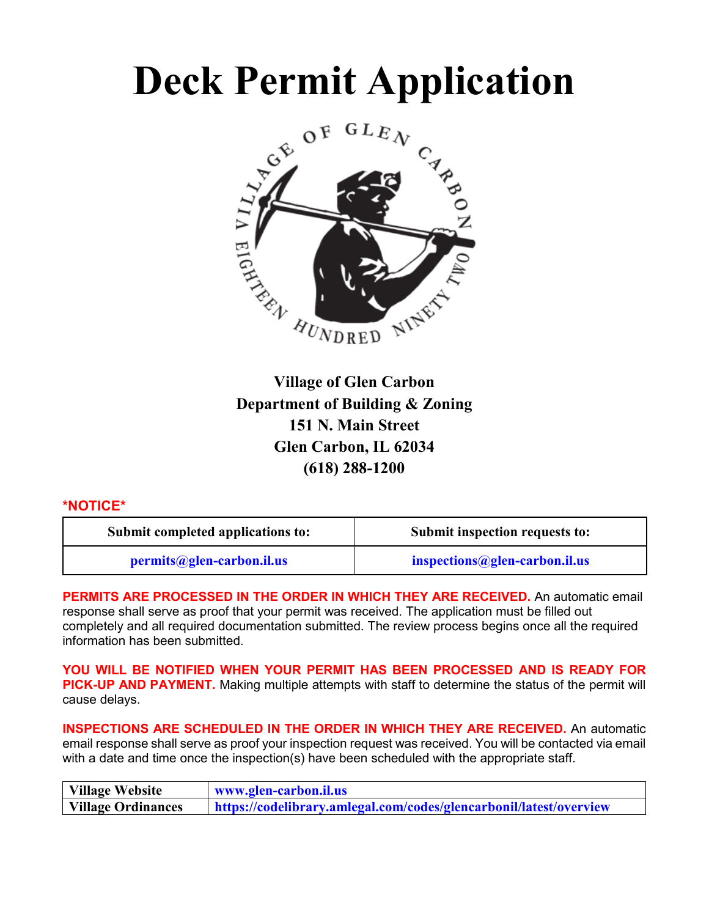# Deck Permit Application

**Village of Glen Carbon**
**Department of Building & Zoning**
**151 N. Main Street**
**Glen Carbon, IL 62034**
**(618) 288-1200**

***NOTICE***

| Submit completed applications to: | Submit inspection requests to: |
|---|---|
| permits@glen-carbon.il.us | inspections@glen-carbon.il.us |

**PERMITS ARE PROCESSED IN THE ORDER IN WHICH THEY ARE RECEIVED.** An automatic email response shall serve as proof that your permit was received. The application must be filled out completely and all required documentation submitted. The review process begins once all the required information has been submitted.

**YOU WILL BE NOTIFIED WHEN YOUR PERMIT HAS BEEN PROCESSED AND IS READY FOR PICK-UP AND PAYMENT.** Making multiple attempts with staff to determine the status of the permit will cause delays.

**INSPECTIONS ARE SCHEDULED IN THE ORDER IN WHICH THEY ARE RECEIVED.** An automatic email response shall serve as proof your inspection request was received. You will be contacted via email with a date and time once the inspection(s) have been scheduled with the appropriate staff.

| Village Website | www.glen-carbon.il.us |
|---|---|
| Village Ordinances | https://codelibrary.amlegal.com/codes/glencarbonil/latest/overview |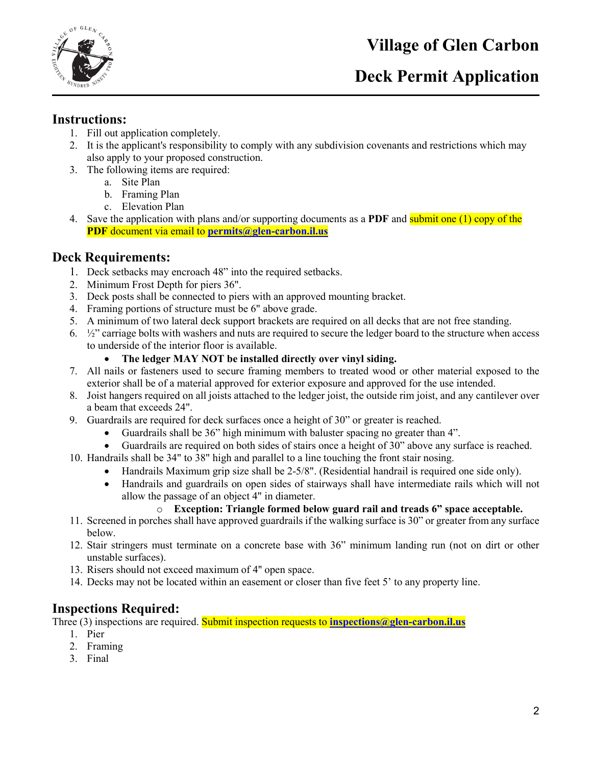# Village of Glen Carbon

## Deck Permit Application

### Instructions:

1. Fill out application completely.
2. It is the applicant's responsibility to comply with any subdivision covenants and restrictions which may also apply to your proposed construction.
3. The following items are required:
   a. Site Plan
   b. Framing Plan
   c. Elevation Plan
4. Save the application with plans and/or supporting documents as a **PDF** and submit one (1) copy of the **PDF** document via email to **permits@glen-carbon.il.us**

### Deck Requirements:

1. Deck setbacks may encroach 48" into the required setbacks.
2. Minimum Frost Depth for piers 36".
3. Deck posts shall be connected to piers with an approved mounting bracket.
4. Framing portions of structure must be 6" above grade.
5. A minimum of two lateral deck support brackets are required on all decks that are not free standing.
6. ½" carriage bolts with washers and nuts are required to secure the ledger board to the structure when access to underside of the interior floor is available.
   - **The ledger MAY NOT be installed directly over vinyl siding.**
7. All nails or fasteners used to secure framing members to treated wood or other material exposed to the exterior shall be of a material approved for exterior exposure and approved for the use intended.
8. Joist hangers required on all joists attached to the ledger joist, the outside rim joist, and any cantilever over a beam that exceeds 24".
9. Guardrails are required for deck surfaces once a height of 30" or greater is reached.
   - Guardrails shall be 36" high minimum with baluster spacing no greater than 4".
   - Guardrails are required on both sides of stairs once a height of 30" above any surface is reached.
10. Handrails shall be 34" to 38" high and parallel to a line touching the front stair nosing.
    - Handrails Maximum grip size shall be 2-5/8". (Residential handrail is required one side only).
    - Handrails and guardrails on open sides of stairways shall have intermediate rails which will not allow the passage of an object 4" in diameter.
      - **Exception: Triangle formed below guard rail and treads 6" space acceptable.**
11. Screened in porches shall have approved guardrails if the walking surface is 30" or greater from any surface below.
12. Stair stringers must terminate on a concrete base with 36" minimum landing run (not on dirt or other unstable surfaces).
13. Risers should not exceed maximum of 4" open space.
14. Decks may not be located within an easement or closer than five feet 5' to any property line.

### Inspections Required:

Three (3) inspections are required. Submit inspection requests to **inspections@glen-carbon.il.us**

1. Pier
2. Framing
3. Final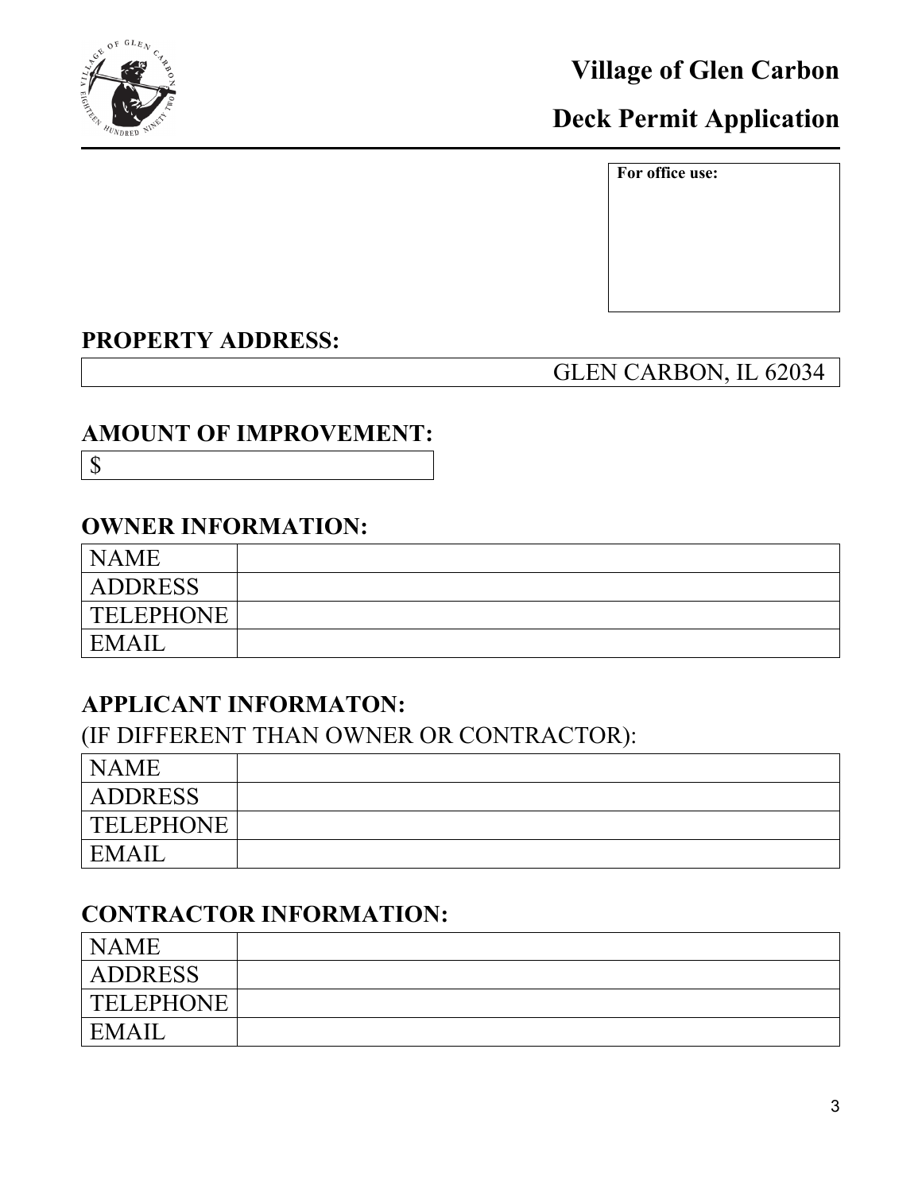# Village of Glen Carbon

## Deck Permit Application

| For office use: |
| --- |
| |

### PROPERTY ADDRESS:

| GLEN CARBON, IL 62034 |
| --- |

### AMOUNT OF IMPROVEMENT:

| $ |
| --- |

### OWNER INFORMATION:

| | |
| --- | --- |
| NAME | |
| ADDRESS | |
| TELEPHONE | |
| EMAIL | |

### APPLICANT INFORMATON:

(IF DIFFERENT THAN OWNER OR CONTRACTOR):

| | |
| --- | --- |
| NAME | |
| ADDRESS | |
| TELEPHONE | |
| EMAIL | |

### CONTRACTOR INFORMATION:

| | |
| --- | --- |
| NAME | |
| ADDRESS | |
| TELEPHONE | |
| EMAIL | |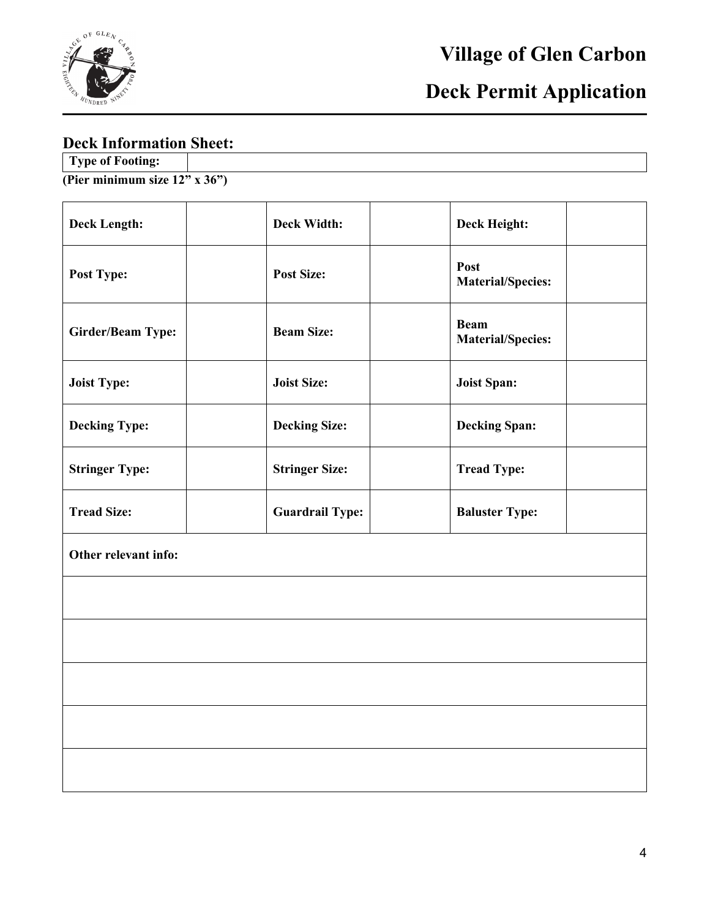# Village of Glen Carbon

## Deck Permit Application

### Deck Information Sheet:

| Type of Footing: | |
|---|---|

**(Pier minimum size 12" x 36")**

| | | | | | |
|---|---|---|---|---|---|
| **Deck Length:** | | **Deck Width:** | | **Deck Height:** | |
| **Post Type:** | | **Post Size:** | | **Post Material/Species:** | |
| **Girder/Beam Type:** | | **Beam Size:** | | **Beam Material/Species:** | |
| **Joist Type:** | | **Joist Size:** | | **Joist Span:** | |
| **Decking Type:** | | **Decking Size:** | | **Decking Span:** | |
| **Stringer Type:** | | **Stringer Size:** | | **Tread Type:** | |
| **Tread Size:** | | **Guardrail Type:** | | **Baluster Type:** | |
| **Other relevant info:** | | | | | |
| | | | | | |
| | | | | | |
| | | | | | |
| | | | | | |
| | | | | | |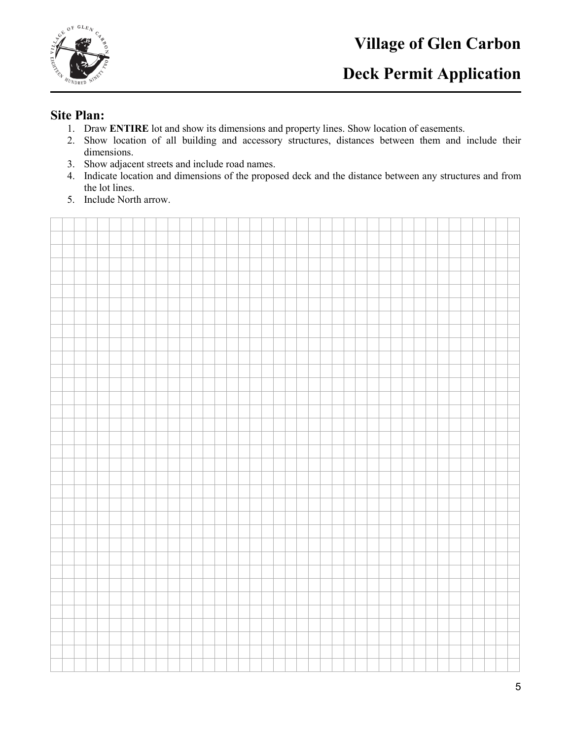# Village of Glen Carbon

## Deck Permit Application

### Site Plan:

1. Draw **ENTIRE** lot and show its dimensions and property lines. Show location of easements.
2. Show location of all building and accessory structures, distances between them and include their dimensions.
3. Show adjacent streets and include road names.
4. Indicate location and dimensions of the proposed deck and the distance between any structures and from the lot lines.
5. Include North arrow.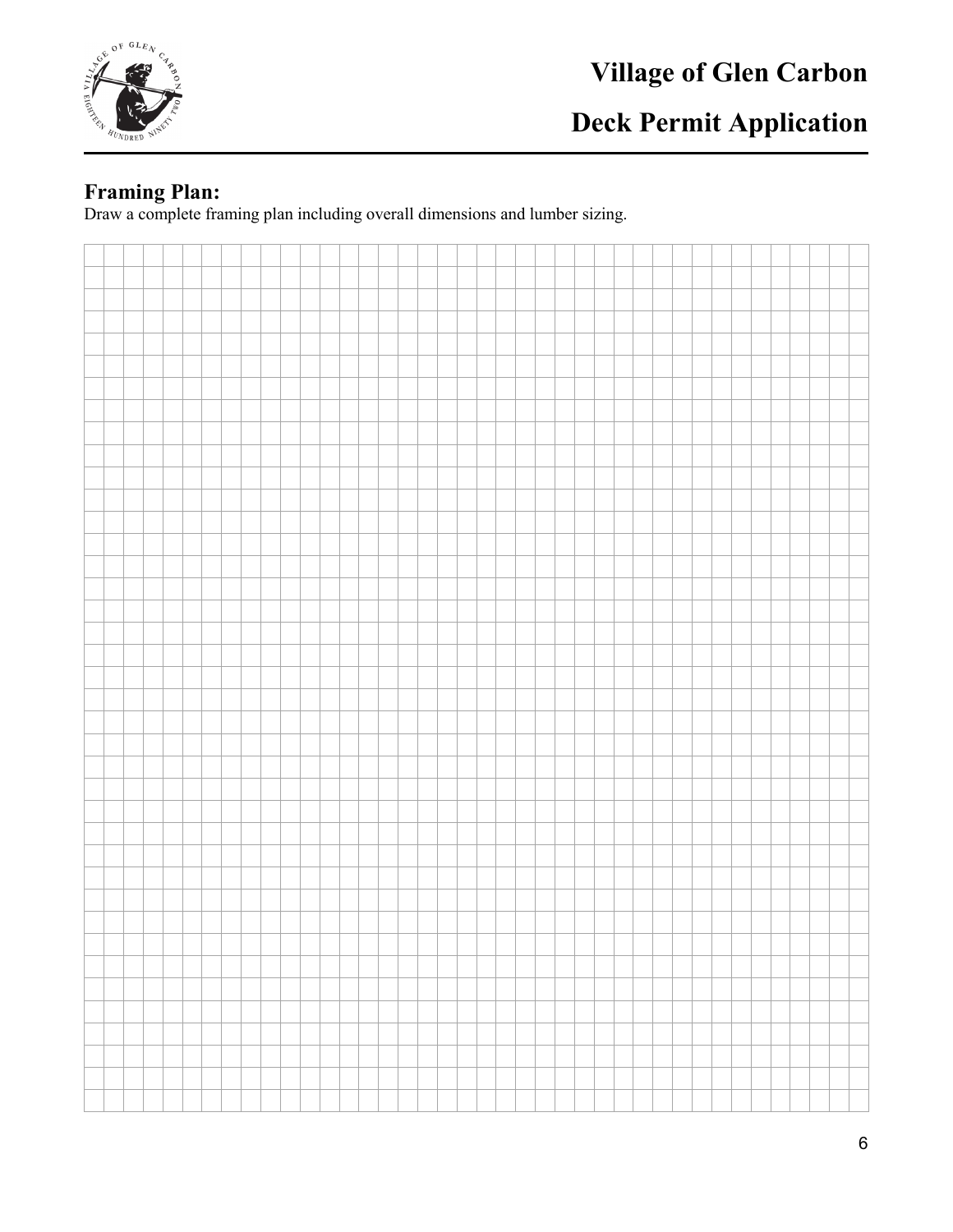## Framing Plan:

Draw a complete framing plan including overall dimensions and lumber sizing.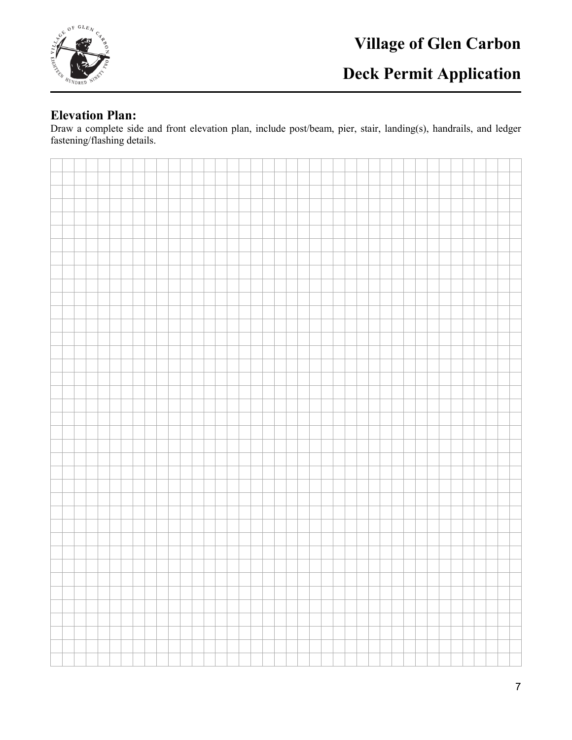## Elevation Plan:

Draw a complete side and front elevation plan, include post/beam, pier, stair, landing(s), handrails, and ledger fastening/flashing details.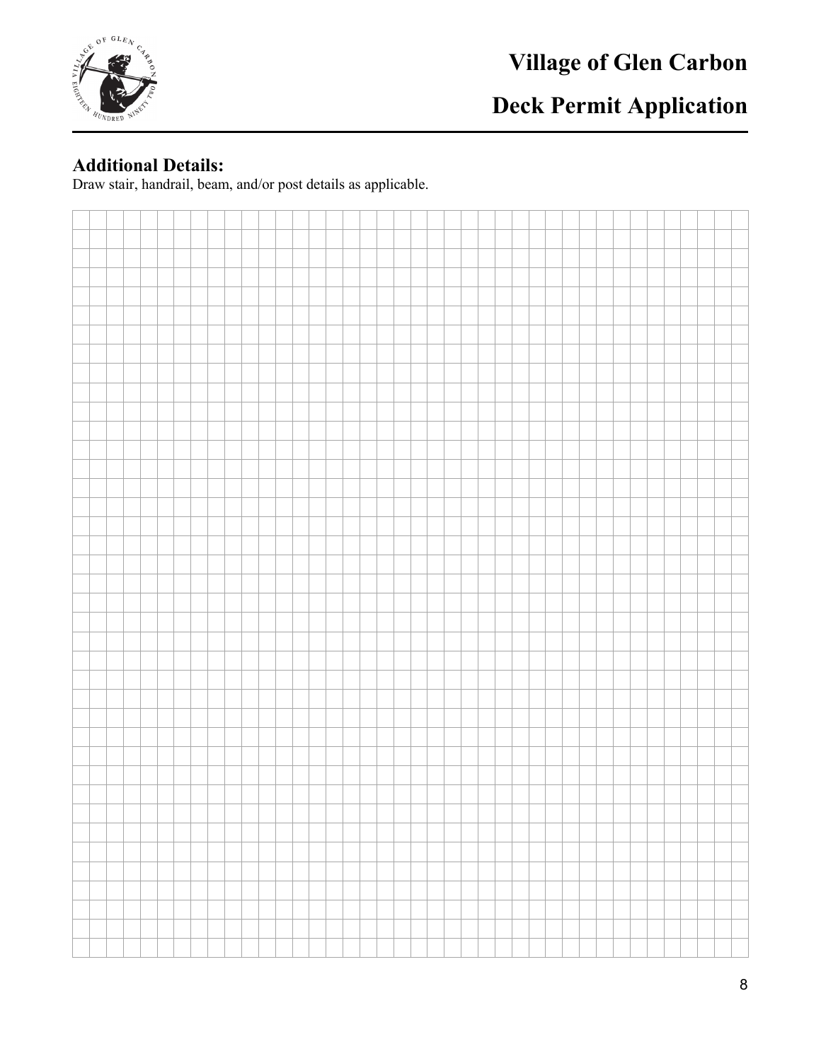## Additional Details:

Draw stair, handrail, beam, and/or post details as applicable.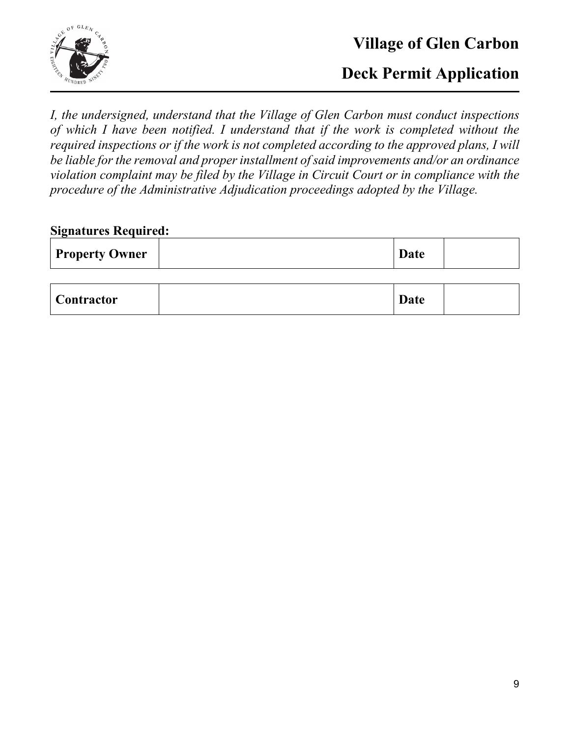# Village of Glen Carbon

## Deck Permit Application

*I, the undersigned, understand that the Village of Glen Carbon must conduct inspections of which I have been notified. I understand that if the work is completed without the required inspections or if the work is not completed according to the approved plans, I will be liable for the removal and proper installment of said improvements and/or an ordinance violation complaint may be filed by the Village in Circuit Court or in compliance with the procedure of the Administrative Adjudication proceedings adopted by the Village.*

**Signatures Required:**

| | | | |
|---|---|---|---|
| **Property Owner** | | **Date** | |

| | | | |
|---|---|---|---|
| **Contractor** | | **Date** | |